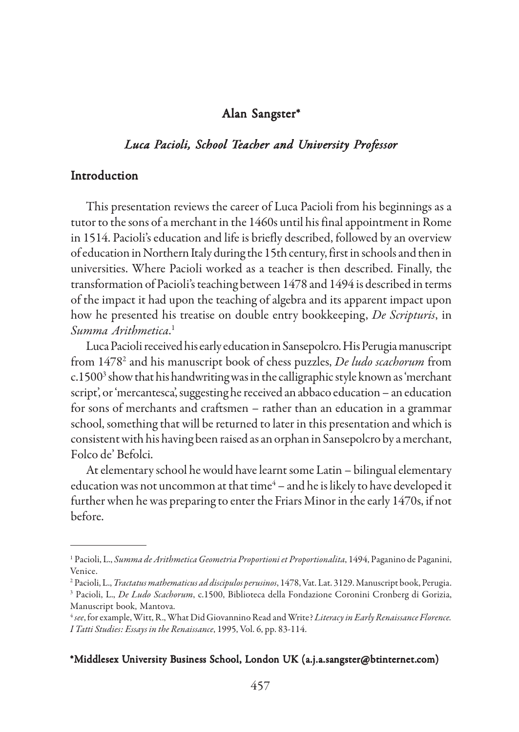**Alan Sangster***

# *Luca Pacioli, School Teacher and University Professor*

## Introduction

This presentation reviews the career of Luca Pacioli from his beginnings as a tutor to the sons of a merchant in the 1460s until his final appointment in Rome in 1514. Pacioli's education and life is briefly described, followed by an overview of education in Northern Italy during the 15th century, first in schools and then in universities. Where Pacioli worked as a teacher is then described. Finally, the transformation of Pacioli's teaching between 1478 and 1494 is described in terms of the impact it had upon the teaching of algebra and its apparent impact upon how he presented his treatise on double entry bookkeeping, *De Scripturis*, in *Summa Arithmetica*.[1]

Luca Pacioli received his early education in Sansepolcro. His Perugia manuscript from 1478[2] and his manuscript book of chess puzzles, *De ludo scachorum* from c.1500[3] show that his handwriting was in the calligraphic style known as 'merchant script', or 'mercantesca', suggesting he received an abbaco education – an education for sons of merchants and craftsmen – rather than an education in a grammar school, something that will be returned to later in this presentation and which is consistent with his having been raised as an orphan in Sansepolcro by a merchant, Folco de' Befolci.

At elementary school he would have learnt some Latin – bilingual elementary education was not uncommon at that time[4] – and he is likely to have developed it further when he was preparing to enter the Friars Minor in the early 1470s, if not before.

---

[1] Pacioli, L., *Summa de Arithmetica Geometria Proportioni et Proportionalita*, 1494, Paganino de Paganini, Venice.

[2] Pacioli, L., *Tractatus mathematicus ad discipulos perusinos*, 1478, Vat. Lat. 3129. Manuscript book, Perugia.

[3] Pacioli, L., *De Ludo Scachorum*, c.1500, Biblioteca della Fondazione Coronini Cronberg di Gorizia, Manuscript book, Mantova.

[4] *see*, for example, Witt, R., What Did Giovannino Read and Write? *Literacy in Early Renaissance Florence. I Tatti Studies: Essays in the Renaissance*, 1995, Vol. 6, pp. 83-114.

**\*Middlesex University Business School, London UK (a.j.a.sangster@btinternet.com)**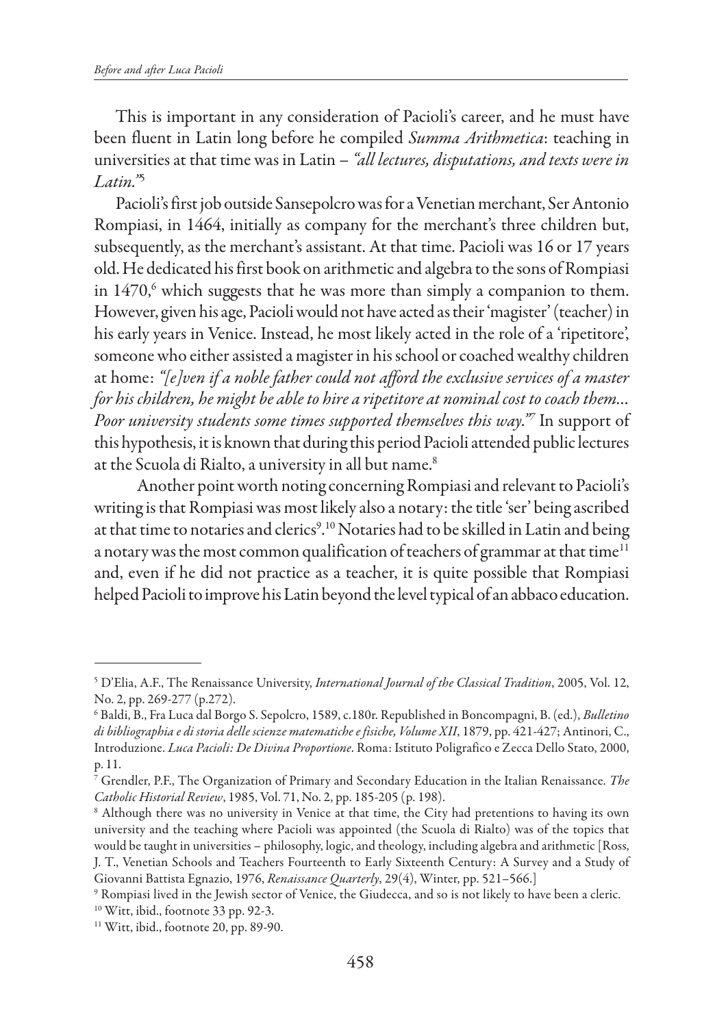This is important in any consideration of Pacioli's career, and he must have been fluent in Latin long before he compiled *Summa Arithmetica*: teaching in universities at that time was in Latin – *"all lectures, disputations, and texts were in Latin."*[5]

Pacioli's first job outside Sansepolcro was for a Venetian merchant, Ser Antonio Rompiasi, in 1464, initially as company for the merchant's three children but, subsequently, as the merchant's assistant. At that time. Pacioli was 16 or 17 years old. He dedicated his first book on arithmetic and algebra to the sons of Rompiasi in 1470,[6] which suggests that he was more than simply a companion to them. However, given his age, Pacioli would not have acted as their 'magister' (teacher) in his early years in Venice. Instead, he most likely acted in the role of a 'ripetitore', someone who either assisted a magister in his school or coached wealthy children at home: *"[e]ven if a noble father could not afford the exclusive services of a master for his children, he might be able to hire a ripetitore at nominal cost to coach them... Poor university students some times supported themselves this way."*[7] In support of this hypothesis, it is known that during this period Pacioli attended public lectures at the Scuola di Rialto, a university in all but name.[8]

Another point worth noting concerning Rompiasi and relevant to Pacioli's writing is that Rompiasi was most likely also a notary: the title 'ser' being ascribed at that time to notaries and clerics[9].[10] Notaries had to be skilled in Latin and being a notary was the most common qualification of teachers of grammar at that time[11] and, even if he did not practice as a teacher, it is quite possible that Rompiasi helped Pacioli to improve his Latin beyond the level typical of an abbaco education.

---

[5] D'Elia, A.F., The Renaissance University, *International Journal of the Classical Tradition*, 2005, Vol. 12, No. 2, pp. 269-277 (p.272).

[6] Baldi, B., Fra Luca dal Borgo S. Sepolcro, 1589, c.180r. Republished in Boncompagni, B. (ed.), *Bulletino di bibliographia e di storia delle scienze matematiche e fisiche, Volume XII*, 1879, pp. 421-427; Antinori, C., Introduzione. *Luca Pacioli: De Divina Proportione*. Roma: Istituto Poligrafico e Zecca Dello Stato, 2000, p. 11.

[7] Grendler, P.F., The Organization of Primary and Secondary Education in the Italian Renaissance. *The Catholic Historial Review*, 1985, Vol. 71, No. 2, pp. 185-205 (p. 198).

[8] Although there was no university in Venice at that time, the City had pretentions to having its own university and the teaching where Pacioli was appointed (the Scuola di Rialto) was of the topics that would be taught in universities – philosophy, logic, and theology, including algebra and arithmetic [Ross, J. T., Venetian Schools and Teachers Fourteenth to Early Sixteenth Century: A Survey and a Study of Giovanni Battista Egnazio, 1976, *Renaissance Quarterly*, 29(4), Winter, pp. 521–566.]

[9] Rompiasi lived in the Jewish sector of Venice, the Giudecca, and so is not likely to have been a cleric.

[10] Witt, ibid., footnote 33 pp. 92-3.

[11] Witt, ibid., footnote 20, pp. 89-90.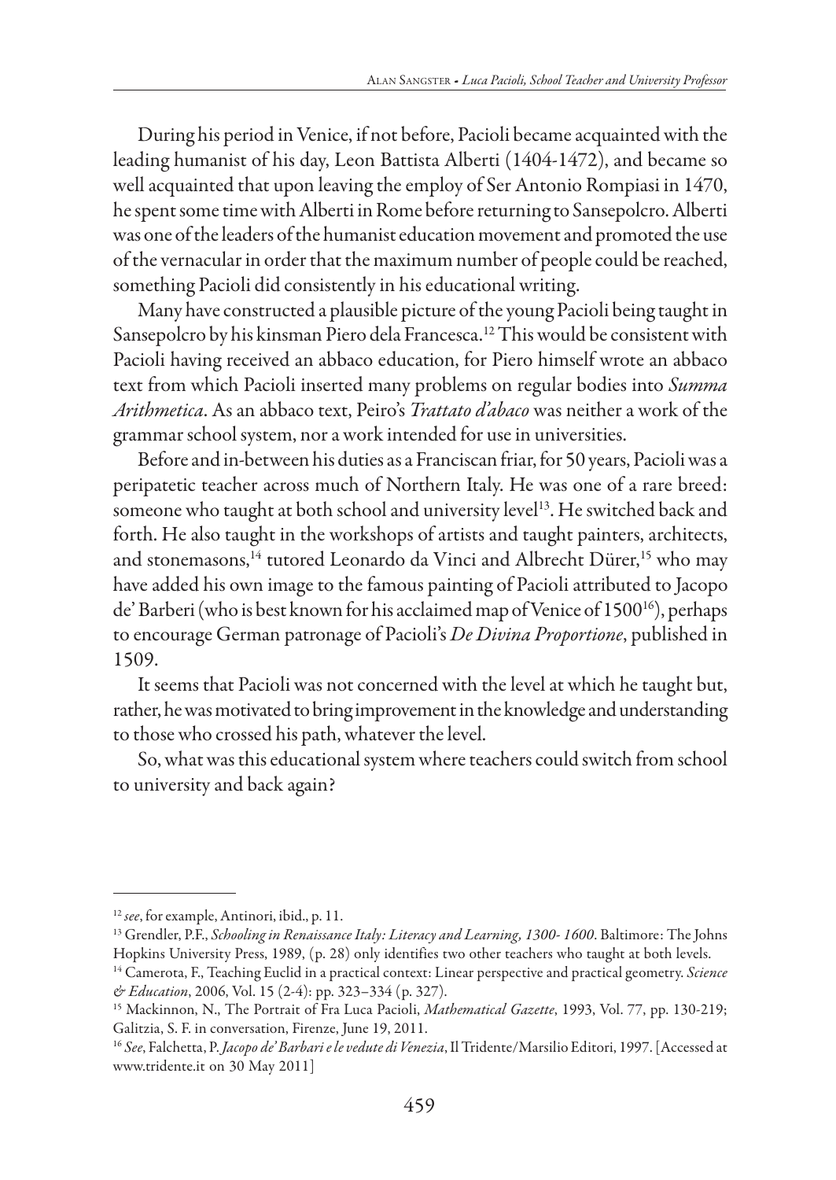During his period in Venice, if not before, Pacioli became acquainted with the leading humanist of his day, Leon Battista Alberti (1404-1472), and became so well acquainted that upon leaving the employ of Ser Antonio Rompiasi in 1470, he spent some time with Alberti in Rome before returning to Sansepolcro. Alberti was one of the leaders of the humanist education movement and promoted the use of the vernacular in order that the maximum number of people could be reached, something Pacioli did consistently in his educational writing.

Many have constructed a plausible picture of the young Pacioli being taught in Sansepolcro by his kinsman Piero dela Francesca.[12] This would be consistent with Pacioli having received an abbaco education, for Piero himself wrote an abbaco text from which Pacioli inserted many problems on regular bodies into *Summa Arithmetica*. As an abbaco text, Peiro's *Trattato d'abaco* was neither a work of the grammar school system, nor a work intended for use in universities.

Before and in-between his duties as a Franciscan friar, for 50 years, Pacioli was a peripatetic teacher across much of Northern Italy. He was one of a rare breed: someone who taught at both school and university level[13]. He switched back and forth. He also taught in the workshops of artists and taught painters, architects, and stonemasons,[14] tutored Leonardo da Vinci and Albrecht Dürer,[15] who may have added his own image to the famous painting of Pacioli attributed to Jacopo de' Barberi (who is best known for his acclaimed map of Venice of 1500[16]), perhaps to encourage German patronage of Pacioli's *De Divina Proportione*, published in 1509.

It seems that Pacioli was not concerned with the level at which he taught but, rather, he was motivated to bring improvement in the knowledge and understanding to those who crossed his path, whatever the level.

So, what was this educational system where teachers could switch from school to university and back again?

---

[12] *see*, for example, Antinori, ibid., p. 11.

[13] Grendler, P.F., *Schooling in Renaissance Italy: Literacy and Learning, 1300- 1600*. Baltimore: The Johns Hopkins University Press, 1989, (p. 28) only identifies two other teachers who taught at both levels.

[14] Camerota, F., Teaching Euclid in a practical context: Linear perspective and practical geometry. *Science & Education*, 2006, Vol. 15 (2-4): pp. 323–334 (p. 327).

[15] Mackinnon, N., The Portrait of Fra Luca Pacioli, *Mathematical Gazette*, 1993, Vol. 77, pp. 130-219; Galitzia, S. F. in conversation, Firenze, June 19, 2011.

[16] *See*, Falchetta, P. *Jacopo de' Barbari e le vedute di Venezia*, Il Tridente/Marsilio Editori, 1997. [Accessed at www.tridente.it on 30 May 2011]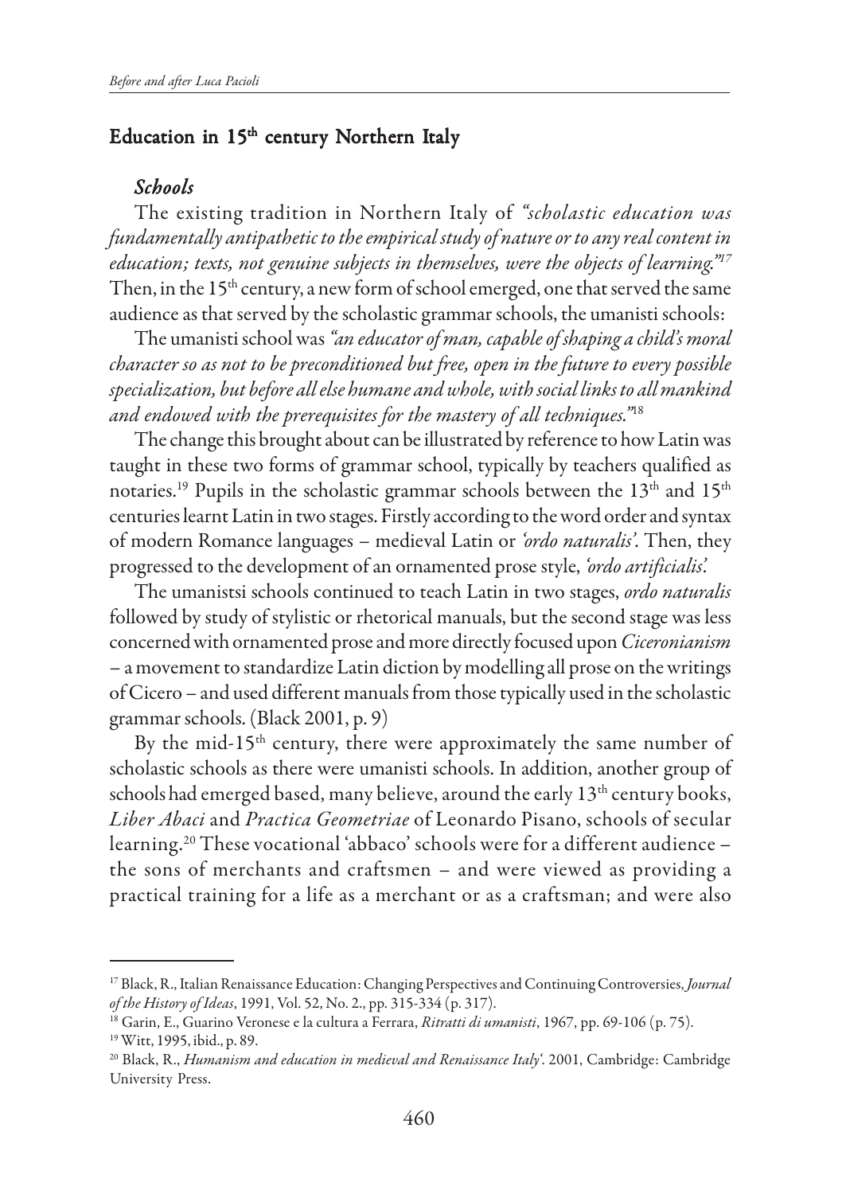## Education in 15th century Northern Italy

### *Schools*

The existing tradition in Northern Italy of *"scholastic education was fundamentally antipathetic to the empirical study of nature or to any real content in education; texts, not genuine subjects in themselves, were the objects of learning."*[17] Then, in the 15th century, a new form of school emerged, one that served the same audience as that served by the scholastic grammar schools, the umanisti schools:

The umanisti school was *"an educator of man, capable of shaping a child's moral character so as not to be preconditioned but free, open in the future to every possible specialization, but before all else humane and whole, with social links to all mankind and endowed with the prerequisites for the mastery of all techniques."*[18]

The change this brought about can be illustrated by reference to how Latin was taught in these two forms of grammar school, typically by teachers qualified as notaries.[19] Pupils in the scholastic grammar schools between the 13th and 15th centuries learnt Latin in two stages. Firstly according to the word order and syntax of modern Romance languages – medieval Latin or *'ordo naturalis'*. Then, they progressed to the development of an ornamented prose style, *'ordo artificialis'.*

The umanistsi schools continued to teach Latin in two stages, *ordo naturalis* followed by study of stylistic or rhetorical manuals, but the second stage was less concerned with ornamented prose and more directly focused upon *Ciceronianism* – a movement to standardize Latin diction by modelling all prose on the writings of Cicero – and used different manuals from those typically used in the scholastic grammar schools. (Black 2001, p. 9)

By the mid-15th century, there were approximately the same number of scholastic schools as there were umanisti schools. In addition, another group of schools had emerged based, many believe, around the early 13th century books, *Liber Abaci* and *Practica Geometriae* of Leonardo Pisano, schools of secular learning.[20] These vocational 'abbaco' schools were for a different audience – the sons of merchants and craftsmen – and were viewed as providing a practical training for a life as a merchant or as a craftsman; and were also

---

[17] Black, R., Italian Renaissance Education: Changing Perspectives and Continuing Controversies, *Journal of the History of Ideas*, 1991, Vol. 52, No. 2., pp. 315-334 (p. 317).

[18] Garin, E., Guarino Veronese e la cultura a Ferrara, *Ritratti di umanisti*, 1967, pp. 69-106 (p. 75).

[19] Witt, 1995, ibid., p. 89.

[20] Black, R., *Humanism and education in medieval and Renaissance Italy'.* 2001, Cambridge: Cambridge University Press.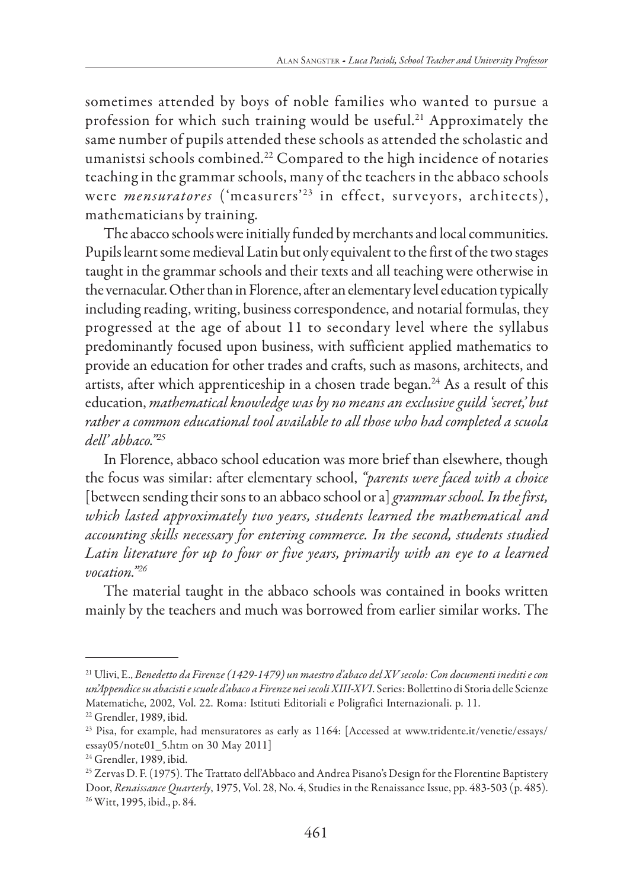sometimes attended by boys of noble families who wanted to pursue a profession for which such training would be useful.[21] Approximately the same number of pupils attended these schools as attended the scholastic and umanistsi schools combined.[22] Compared to the high incidence of notaries teaching in the grammar schools, many of the teachers in the abbaco schools were *mensuratores* ('measurers'[23] in effect, surveyors, architects), mathematicians by training.

The abacco schools were initially funded by merchants and local communities. Pupils learnt some medieval Latin but only equivalent to the first of the two stages taught in the grammar schools and their texts and all teaching were otherwise in the vernacular. Other than in Florence, after an elementary level education typically including reading, writing, business correspondence, and notarial formulas, they progressed at the age of about 11 to secondary level where the syllabus predominantly focused upon business, with sufficient applied mathematics to provide an education for other trades and crafts, such as masons, architects, and artists, after which apprenticeship in a chosen trade began.[24] As a result of this education, *mathematical knowledge was by no means an exclusive guild 'secret,' but rather a common educational tool available to all those who had completed a scuola dell' abbaco."*[25]

In Florence, abbaco school education was more brief than elsewhere, though the focus was similar: after elementary school, *"parents were faced with a choice* [between sending their sons to an abbaco school or a] *grammar school. In the first, which lasted approximately two years, students learned the mathematical and accounting skills necessary for entering commerce. In the second, students studied Latin literature for up to four or five years, primarily with an eye to a learned vocation."*[26]

The material taught in the abbaco schools was contained in books written mainly by the teachers and much was borrowed from earlier similar works. The

---

[21] Ulivi, E., *Benedetto da Firenze (1429-1479) un maestro d'abaco del XV secolo: Con documenti inediti e con un'Appendice su abacisti e scuole d'abaco a Firenze nei secoli XIII-XVI*. Series: Bollettino di Storia delle Scienze Matematiche, 2002, Vol. 22. Roma: Istituti Editoriali e Poligrafici Internazionali. p. 11.

[22] Grendler, 1989, ibid.

[23] Pisa, for example, had mensuratores as early as 1164: [Accessed at www.tridente.it/venetie/essays/essay05/note01_5.htm on 30 May 2011]

[24] Grendler, 1989, ibid.

[25] Zervas D. F. (1975). The Trattato dell'Abbaco and Andrea Pisano's Design for the Florentine Baptistery Door, *Renaissance Quarterly*, 1975, Vol. 28, No. 4, Studies in the Renaissance Issue, pp. 483-503 (p. 485).

[26] Witt, 1995, ibid., p. 84.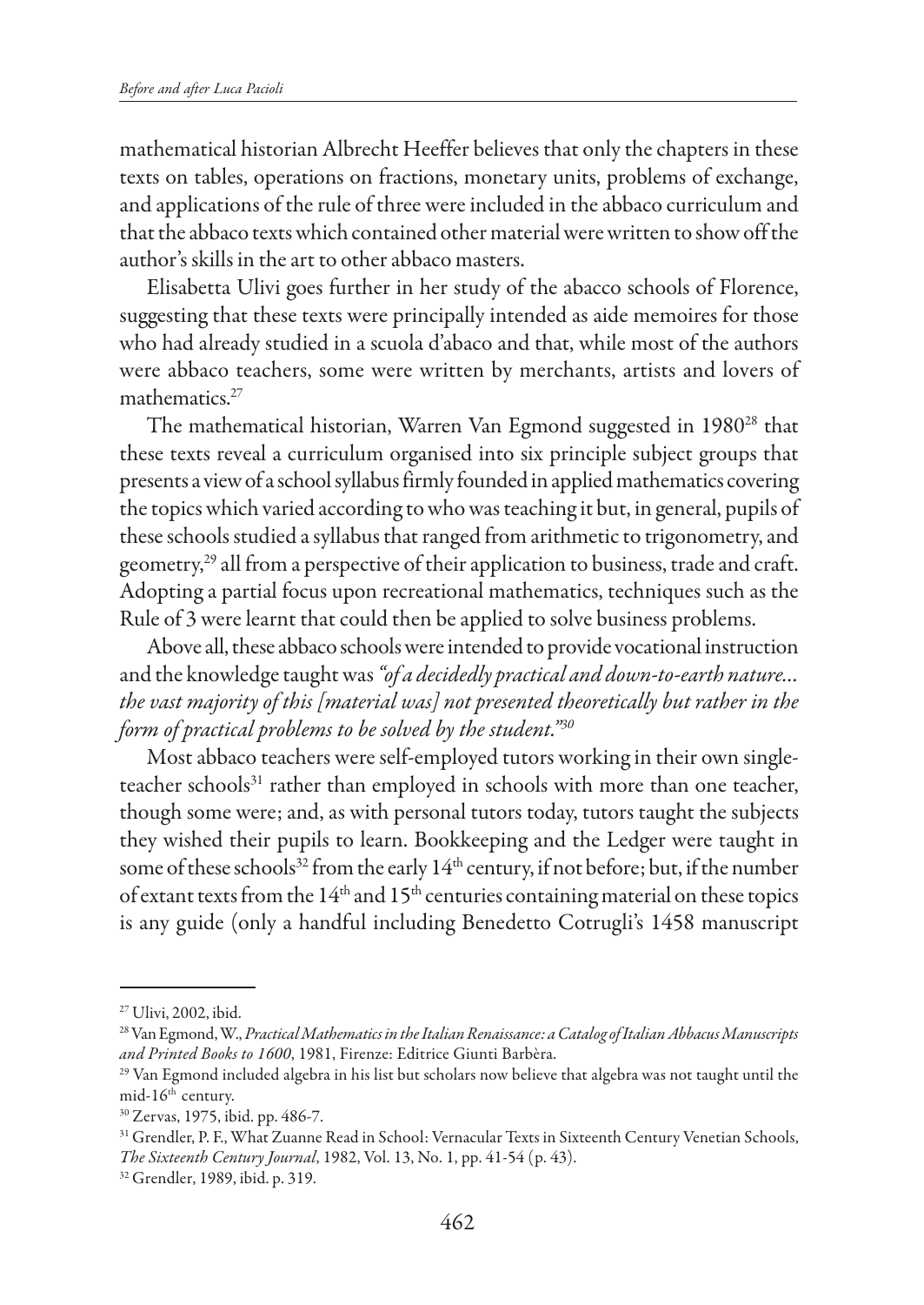mathematical historian Albrecht Heeffer believes that only the chapters in these texts on tables, operations on fractions, monetary units, problems of exchange, and applications of the rule of three were included in the abbaco curriculum and that the abbaco texts which contained other material were written to show off the author's skills in the art to other abbaco masters.

Elisabetta Ulivi goes further in her study of the abacco schools of Florence, suggesting that these texts were principally intended as aide memoires for those who had already studied in a scuola d'abaco and that, while most of the authors were abbaco teachers, some were written by merchants, artists and lovers of mathematics.[27]

The mathematical historian, Warren Van Egmond suggested in 1980[28] that these texts reveal a curriculum organised into six principle subject groups that presents a view of a school syllabus firmly founded in applied mathematics covering the topics which varied according to who was teaching it but, in general, pupils of these schools studied a syllabus that ranged from arithmetic to trigonometry, and geometry,[29] all from a perspective of their application to business, trade and craft. Adopting a partial focus upon recreational mathematics, techniques such as the Rule of 3 were learnt that could then be applied to solve business problems.

Above all, these abbaco schools were intended to provide vocational instruction and the knowledge taught was *"of a decidedly practical and down-to-earth nature... the vast majority of this [material was] not presented theoretically but rather in the form of practical problems to be solved by the student."*[30]

Most abbaco teachers were self-employed tutors working in their own single-teacher schools[31] rather than employed in schools with more than one teacher, though some were; and, as with personal tutors today, tutors taught the subjects they wished their pupils to learn. Bookkeeping and the Ledger were taught in some of these schools[32] from the early 14th century, if not before; but, if the number of extant texts from the 14th and 15th centuries containing material on these topics is any guide (only a handful including Benedetto Cotrugli's 1458 manuscript

---

[27] Ulivi, 2002, ibid.

[28] Van Egmond, W., *Practical Mathematics in the Italian Renaissance: a Catalog of Italian Abbacus Manuscripts and Printed Books to 1600*, 1981, Firenze: Editrice Giunti Barbèra.

[29] Van Egmond included algebra in his list but scholars now believe that algebra was not taught until the mid-16th century.

[30] Zervas, 1975, ibid. pp. 486-7.

[31] Grendler, P. F., What Zuanne Read in School: Vernacular Texts in Sixteenth Century Venetian Schools, *The Sixteenth Century Journal*, 1982, Vol. 13, No. 1, pp. 41-54 (p. 43).

[32] Grendler, 1989, ibid. p. 319.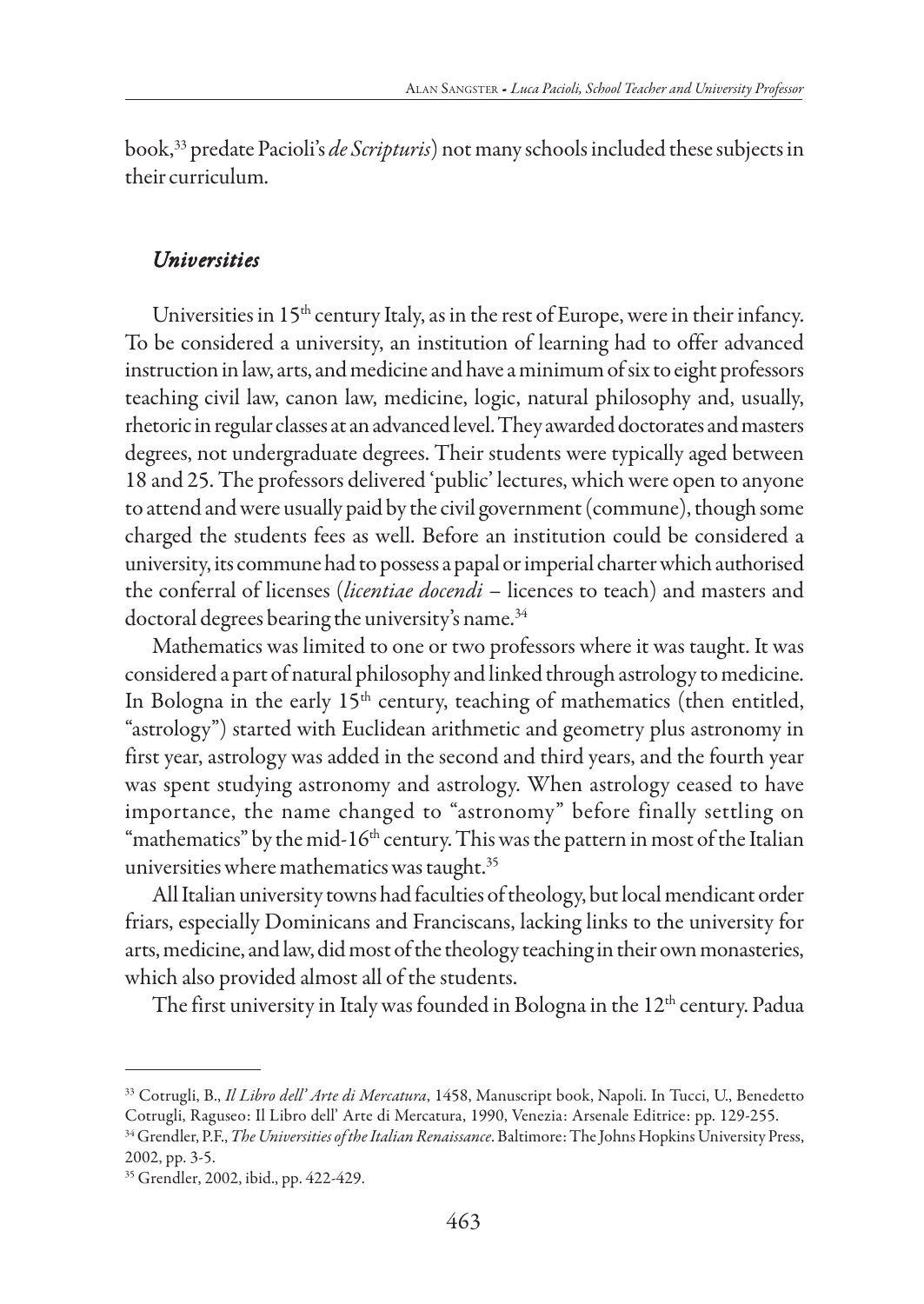book,[33] predate Pacioli's *de Scripturis*) not many schools included these subjects in their curriculum.

### *Universities*

Universities in 15th century Italy, as in the rest of Europe, were in their infancy. To be considered a university, an institution of learning had to offer advanced instruction in law, arts, and medicine and have a minimum of six to eight professors teaching civil law, canon law, medicine, logic, natural philosophy and, usually, rhetoric in regular classes at an advanced level. They awarded doctorates and masters degrees, not undergraduate degrees. Their students were typically aged between 18 and 25. The professors delivered 'public' lectures, which were open to anyone to attend and were usually paid by the civil government (commune), though some charged the students fees as well. Before an institution could be considered a university, its commune had to possess a papal or imperial charter which authorised the conferral of licenses (*licentiae docendi* – licences to teach) and masters and doctoral degrees bearing the university's name.[34]

Mathematics was limited to one or two professors where it was taught. It was considered a part of natural philosophy and linked through astrology to medicine. In Bologna in the early 15th century, teaching of mathematics (then entitled, "astrology") started with Euclidean arithmetic and geometry plus astronomy in first year, astrology was added in the second and third years, and the fourth year was spent studying astronomy and astrology. When astrology ceased to have importance, the name changed to "astronomy" before finally settling on "mathematics" by the mid-16th century. This was the pattern in most of the Italian universities where mathematics was taught.[35]

All Italian university towns had faculties of theology, but local mendicant order friars, especially Dominicans and Franciscans, lacking links to the university for arts, medicine, and law, did most of the theology teaching in their own monasteries, which also provided almost all of the students.

The first university in Italy was founded in Bologna in the 12th century. Padua

---

[33] Cotrugli, B., *Il Libro dell' Arte di Mercatura*, 1458, Manuscript book, Napoli. In Tucci, U., Benedetto Cotrugli, Raguseo: Il Libro dell' Arte di Mercatura, 1990, Venezia: Arsenale Editrice: pp. 129-255.

[34] Grendler, P.F., *The Universities of the Italian Renaissance*. Baltimore: The Johns Hopkins University Press, 2002, pp. 3-5.

[35] Grendler, 2002, ibid., pp. 422-429.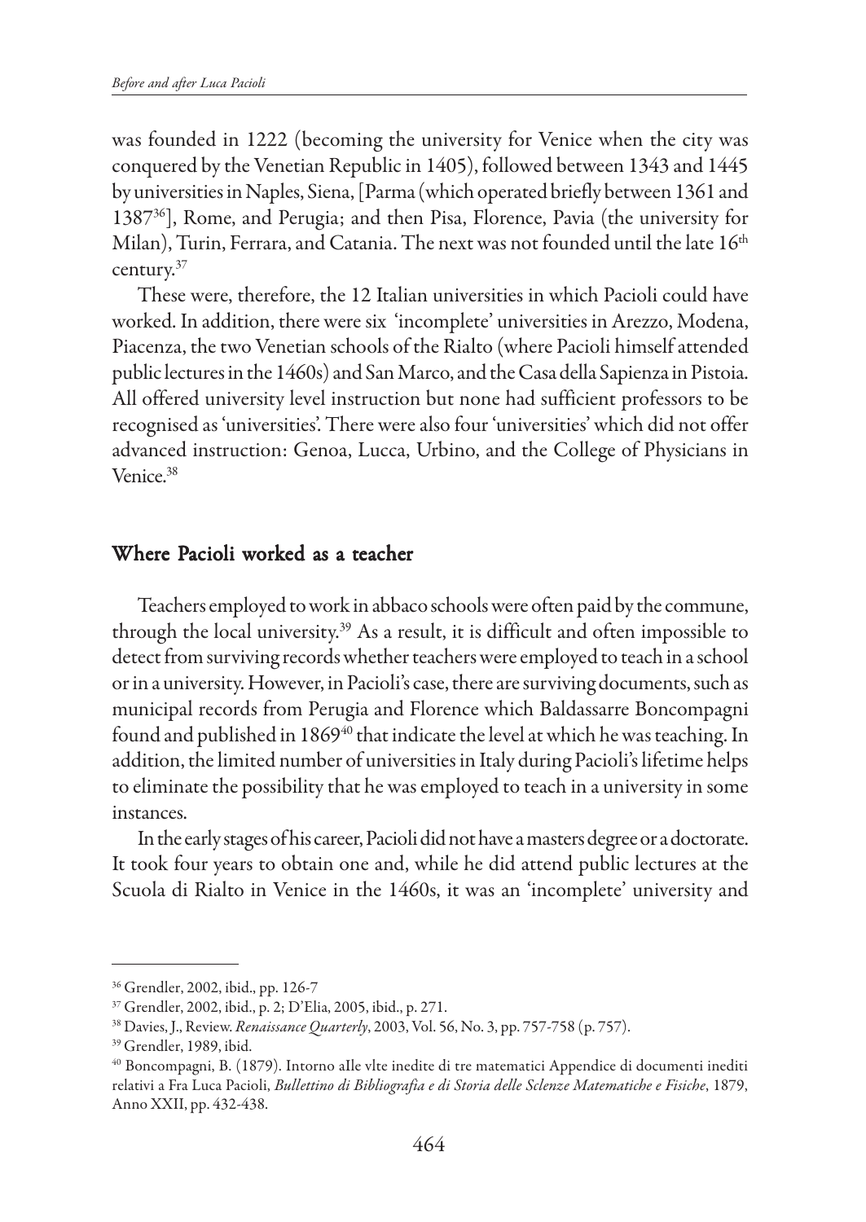was founded in 1222 (becoming the university for Venice when the city was conquered by the Venetian Republic in 1405), followed between 1343 and 1445 by universities in Naples, Siena, [Parma (which operated briefly between 1361 and 1387[36]], Rome, and Perugia; and then Pisa, Florence, Pavia (the university for Milan), Turin, Ferrara, and Catania. The next was not founded until the late 16th century.[37]

These were, therefore, the 12 Italian universities in which Pacioli could have worked. In addition, there were six 'incomplete' universities in Arezzo, Modena, Piacenza, the two Venetian schools of the Rialto (where Pacioli himself attended public lectures in the 1460s) and San Marco, and the Casa della Sapienza in Pistoia. All offered university level instruction but none had sufficient professors to be recognised as 'universities'. There were also four 'universities' which did not offer advanced instruction: Genoa, Lucca, Urbino, and the College of Physicians in Venice.[38]

## Where Pacioli worked as a teacher

Teachers employed to work in abbaco schools were often paid by the commune, through the local university.[39] As a result, it is difficult and often impossible to detect from surviving records whether teachers were employed to teach in a school or in a university. However, in Pacioli's case, there are surviving documents, such as municipal records from Perugia and Florence which Baldassarre Boncompagni found and published in 1869[40] that indicate the level at which he was teaching. In addition, the limited number of universities in Italy during Pacioli's lifetime helps to eliminate the possibility that he was employed to teach in a university in some instances.

In the early stages of his career, Pacioli did not have a masters degree or a doctorate. It took four years to obtain one and, while he did attend public lectures at the Scuola di Rialto in Venice in the 1460s, it was an 'incomplete' university and

---

[36] Grendler, 2002, ibid., pp. 126-7

[37] Grendler, 2002, ibid., p. 2; D'Elia, 2005, ibid., p. 271.

[38] Davies, J., Review. *Renaissance Quarterly*, 2003, Vol. 56, No. 3, pp. 757-758 (p. 757).

[39] Grendler, 1989, ibid.

[40] Boncompagni, B. (1879). Intorno alle vlte inedite di tre matematici Appendice di documenti inediti relativi a Fra Luca Pacioli, *Bullettino di Bibliografia e di Storia delle Sclenze Matematiche e Fisiche*, 1879, Anno XXII, pp. 432-438.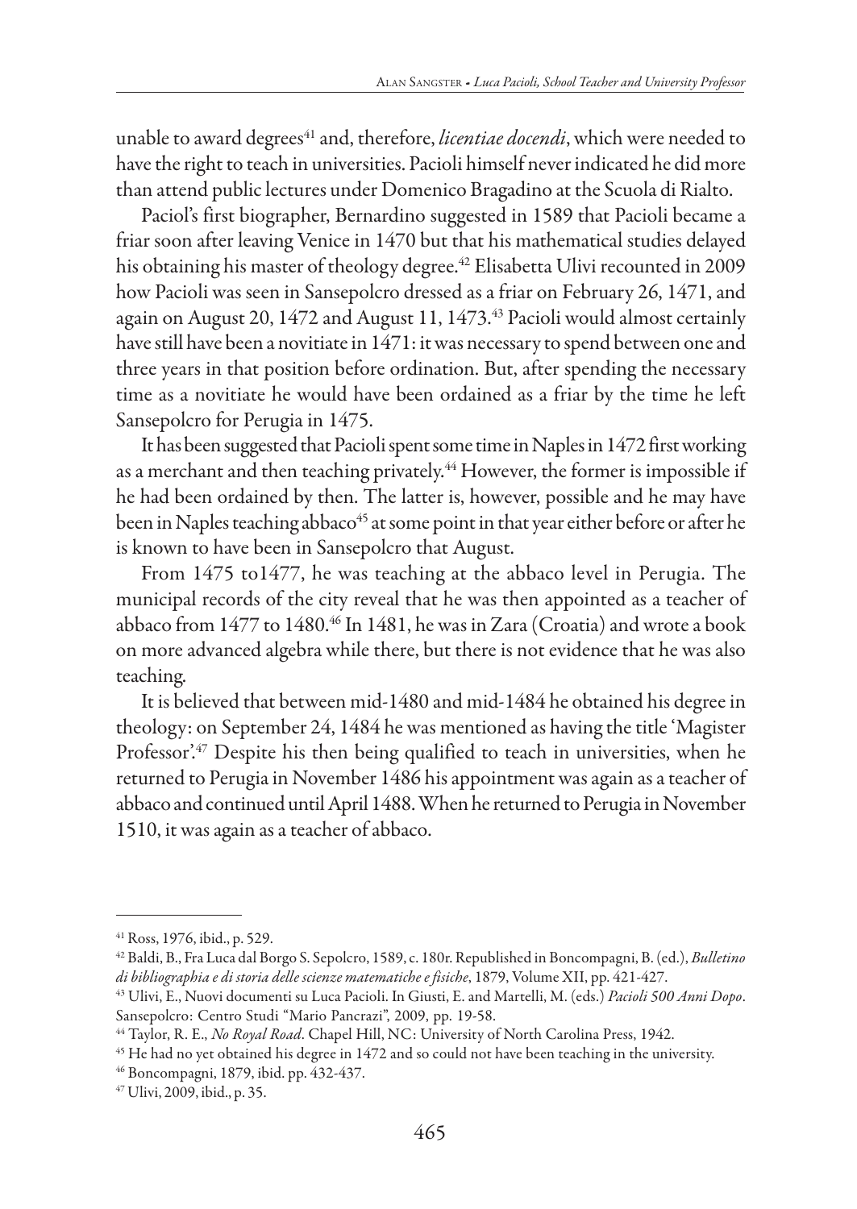unable to award degrees[41] and, therefore, *licentiae docendi*, which were needed to have the right to teach in universities. Pacioli himself never indicated he did more than attend public lectures under Domenico Bragadino at the Scuola di Rialto.

Paciol's first biographer, Bernardino suggested in 1589 that Pacioli became a friar soon after leaving Venice in 1470 but that his mathematical studies delayed his obtaining his master of theology degree.[42] Elisabetta Ulivi recounted in 2009 how Pacioli was seen in Sansepolcro dressed as a friar on February 26, 1471, and again on August 20, 1472 and August 11, 1473.[43] Pacioli would almost certainly have still have been a novitiate in 1471: it was necessary to spend between one and three years in that position before ordination. But, after spending the necessary time as a novitiate he would have been ordained as a friar by the time he left Sansepolcro for Perugia in 1475.

It has been suggested that Pacioli spent some time in Naples in 1472 first working as a merchant and then teaching privately.[44] However, the former is impossible if he had been ordained by then. The latter is, however, possible and he may have been in Naples teaching abbaco[45] at some point in that year either before or after he is known to have been in Sansepolcro that August.

From 1475 to1477, he was teaching at the abbaco level in Perugia. The municipal records of the city reveal that he was then appointed as a teacher of abbaco from 1477 to 1480.[46] In 1481, he was in Zara (Croatia) and wrote a book on more advanced algebra while there, but there is not evidence that he was also teaching.

It is believed that between mid-1480 and mid-1484 he obtained his degree in theology: on September 24, 1484 he was mentioned as having the title 'Magister Professor'.[47] Despite his then being qualified to teach in universities, when he returned to Perugia in November 1486 his appointment was again as a teacher of abbaco and continued until April 1488. When he returned to Perugia in November 1510, it was again as a teacher of abbaco.

---

[41] Ross, 1976, ibid., p. 529.

[42] Baldi, B., Fra Luca dal Borgo S. Sepolcro, 1589, c. 180r. Republished in Boncompagni, B. (ed.), *Bulletino di bibliographia e di storia delle scienze matematiche e fisiche*, 1879, Volume XII, pp. 421-427.

[43] Ulivi, E., Nuovi documenti su Luca Pacioli. In Giusti, E. and Martelli, M. (eds.) *Pacioli 500 Anni Dopo*. Sansepolcro: Centro Studi "Mario Pancrazi", 2009, pp. 19-58.

[44] Taylor, R. E., *No Royal Road*. Chapel Hill, NC: University of North Carolina Press, 1942.

[45] He had no yet obtained his degree in 1472 and so could not have been teaching in the university.

[46] Boncompagni, 1879, ibid. pp. 432-437.

[47] Ulivi, 2009, ibid., p. 35.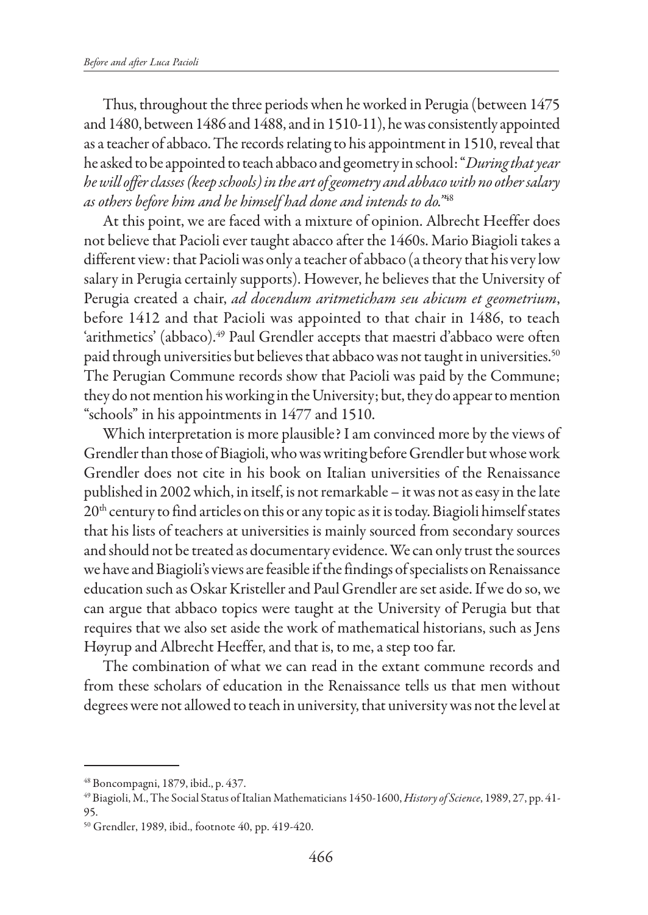Thus, throughout the three periods when he worked in Perugia (between 1475 and 1480, between 1486 and 1488, and in 1510-11), he was consistently appointed as a teacher of abbaco. The records relating to his appointment in 1510, reveal that he asked to be appointed to teach abbaco and geometry in school: "*During that year he will offer classes (keep schools) in the art of geometry and abbaco with no other salary as others before him and he himself had done and intends to do.*"[48]

At this point, we are faced with a mixture of opinion. Albrecht Heeffer does not believe that Pacioli ever taught abacco after the 1460s. Mario Biagioli takes a different view: that Pacioli was only a teacher of abbaco (a theory that his very low salary in Perugia certainly supports). However, he believes that the University of Perugia created a chair, *ad docendum aritmeticham seu abicum et geometrium*, before 1412 and that Pacioli was appointed to that chair in 1486, to teach 'arithmetics' (abbaco).[49] Paul Grendler accepts that maestri d'abbaco were often paid through universities but believes that abbaco was not taught in universities.[50] The Perugian Commune records show that Pacioli was paid by the Commune; they do not mention his working in the University; but, they do appear to mention "schools" in his appointments in 1477 and 1510.

Which interpretation is more plausible? I am convinced more by the views of Grendler than those of Biagioli, who was writing before Grendler but whose work Grendler does not cite in his book on Italian universities of the Renaissance published in 2002 which, in itself, is not remarkable – it was not as easy in the late 20th century to find articles on this or any topic as it is today. Biagioli himself states that his lists of teachers at universities is mainly sourced from secondary sources and should not be treated as documentary evidence. We can only trust the sources we have and Biagioli's views are feasible if the findings of specialists on Renaissance education such as Oskar Kristeller and Paul Grendler are set aside. If we do so, we can argue that abbaco topics were taught at the University of Perugia but that requires that we also set aside the work of mathematical historians, such as Jens Høyrup and Albrecht Heeffer, and that is, to me, a step too far.

The combination of what we can read in the extant commune records and from these scholars of education in the Renaissance tells us that men without degrees were not allowed to teach in university, that university was not the level at

---

[48] Boncompagni, 1879, ibid., p. 437.

[49] Biagioli, M., The Social Status of Italian Mathematicians 1450-1600, *History of Science*, 1989, 27, pp. 41-95.

[50] Grendler, 1989, ibid., footnote 40, pp. 419-420.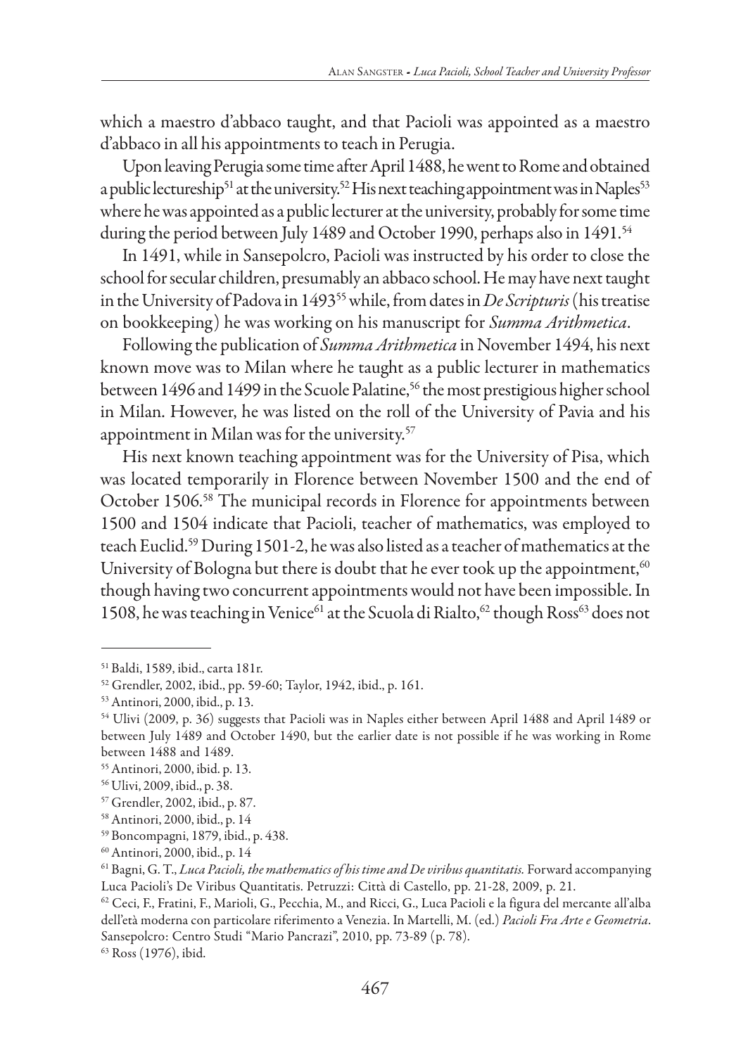which a maestro d'abbaco taught, and that Pacioli was appointed as a maestro d'abbaco in all his appointments to teach in Perugia.

Upon leaving Perugia some time after April 1488, he went to Rome and obtained a public lectureship[51] at the university.[52] His next teaching appointment was in Naples[53] where he was appointed as a public lecturer at the university, probably for some time during the period between July 1489 and October 1990, perhaps also in 1491.[54]

In 1491, while in Sansepolcro, Pacioli was instructed by his order to close the school for secular children, presumably an abbaco school. He may have next taught in the University of Padova in 1493[55] while, from dates in *De Scripturis* (his treatise on bookkeeping) he was working on his manuscript for *Summa Arithmetica*.

Following the publication of *Summa Arithmetica* in November 1494, his next known move was to Milan where he taught as a public lecturer in mathematics between 1496 and 1499 in the Scuole Palatine,[56] the most prestigious higher school in Milan. However, he was listed on the roll of the University of Pavia and his appointment in Milan was for the university.[57]

His next known teaching appointment was for the University of Pisa, which was located temporarily in Florence between November 1500 and the end of October 1506.[58] The municipal records in Florence for appointments between 1500 and 1504 indicate that Pacioli, teacher of mathematics, was employed to teach Euclid.[59] During 1501-2, he was also listed as a teacher of mathematics at the University of Bologna but there is doubt that he ever took up the appointment,[60] though having two concurrent appointments would not have been impossible. In 1508, he was teaching in Venice[61] at the Scuola di Rialto,[62] though Ross[63] does not

---

[51] Baldi, 1589, ibid., carta 181r.

[52] Grendler, 2002, ibid., pp. 59-60; Taylor, 1942, ibid., p. 161.

[53] Antinori, 2000, ibid., p. 13.

[54] Ulivi (2009, p. 36) suggests that Pacioli was in Naples either between April 1488 and April 1489 or between July 1489 and October 1490, but the earlier date is not possible if he was working in Rome between 1488 and 1489.

[55] Antinori, 2000, ibid. p. 13.

[56] Ulivi, 2009, ibid., p. 38.

[57] Grendler, 2002, ibid., p. 87.

[58] Antinori, 2000, ibid., p. 14

[59] Boncompagni, 1879, ibid., p. 438.

[60] Antinori, 2000, ibid., p. 14

[61] Bagni, G. T., *Luca Pacioli, the mathematics of his time and De viribus quantitatis.* Forward accompanying Luca Pacioli's De Viribus Quantitatis. Petruzzi: Città di Castello, pp. 21-28, 2009, p. 21.

[62] Ceci, F., Fratini, F., Marioli, G., Pecchia, M., and Ricci, G., Luca Pacioli e la figura del mercante all'alba dell'età moderna con particolare riferimento a Venezia. In Martelli, M. (ed.) *Pacioli Fra Arte e Geometria*. Sansepolcro: Centro Studi "Mario Pancrazi", 2010, pp. 73-89 (p. 78).

[63] Ross (1976), ibid.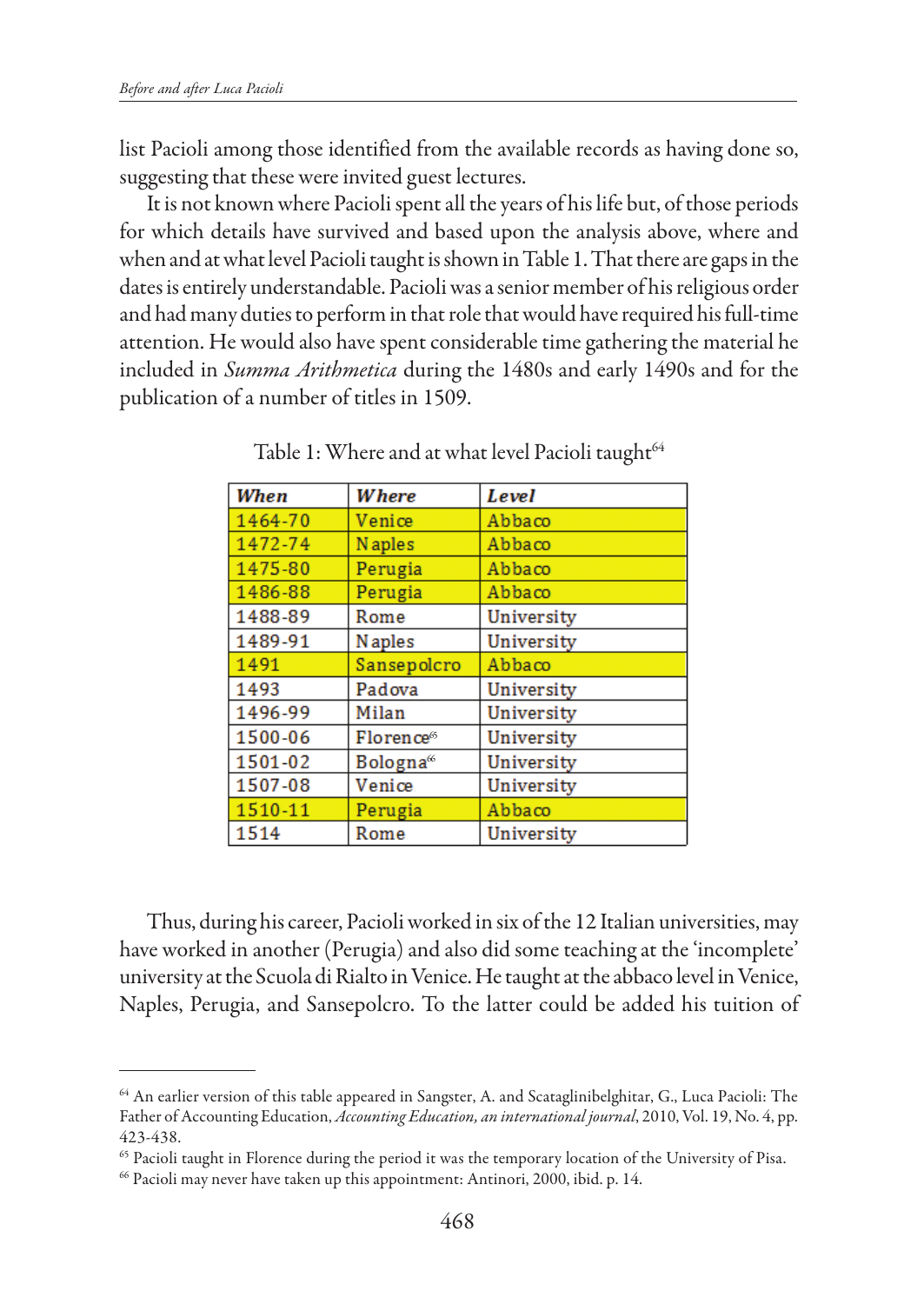list Pacioli among those identified from the available records as having done so, suggesting that these were invited guest lectures.

It is not known where Pacioli spent all the years of his life but, of those periods for which details have survived and based upon the analysis above, where and when and at what level Pacioli taught is shown in Table 1. That there are gaps in the dates is entirely understandable. Pacioli was a senior member of his religious order and had many duties to perform in that role that would have required his full-time attention. He would also have spent considerable time gathering the material he included in *Summa Arithmetica* during the 1480s and early 1490s and for the publication of a number of titles in 1509.

Table 1: Where and at what level Pacioli taught[64]

| *When* | *Where* | *Level* |
|---|---|---|
| 1464-70 | Venice | Abbaco |
| 1472-74 | Naples | Abbaco |
| 1475-80 | Perugia | Abbaco |
| 1486-88 | Perugia | Abbaco |
| 1488-89 | Rome | University |
| 1489-91 | Naples | University |
| 1491 | Sansepolcro | Abbaco |
| 1493 | Padova | University |
| 1496-99 | Milan | University |
| 1500-06 | Florence[65] | University |
| 1501-02 | Bologna[66] | University |
| 1507-08 | Venice | University |
| 1510-11 | Perugia | Abbaco |
| 1514 | Rome | University |

Thus, during his career, Pacioli worked in six of the 12 Italian universities, may have worked in another (Perugia) and also did some teaching at the 'incomplete' university at the Scuola di Rialto in Venice. He taught at the abbaco level in Venice, Naples, Perugia, and Sansepolcro. To the latter could be added his tuition of

---

[64] An earlier version of this table appeared in Sangster, A. and Scataglinibelghitar, G., Luca Pacioli: The Father of Accounting Education, *Accounting Education, an international journal*, 2010, Vol. 19, No. 4, pp. 423-438.

[65] Pacioli taught in Florence during the period it was the temporary location of the University of Pisa.

[66] Pacioli may never have taken up this appointment: Antinori, 2000, ibid. p. 14.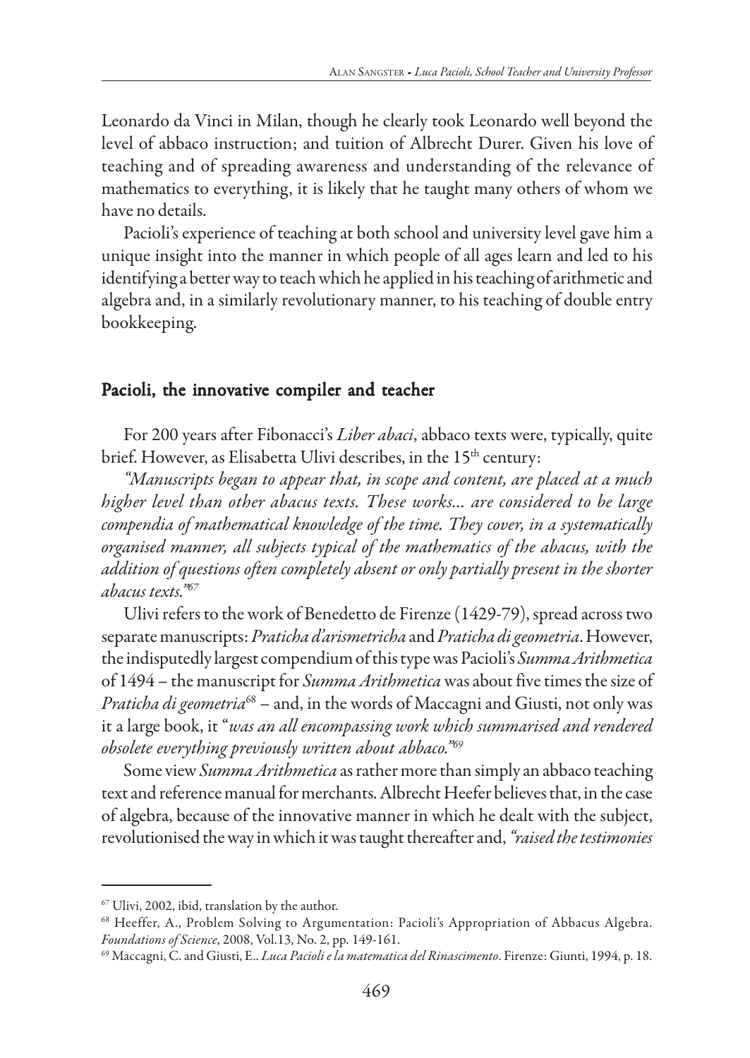Leonardo da Vinci in Milan, though he clearly took Leonardo well beyond the level of abbaco instruction; and tuition of Albrecht Durer. Given his love of teaching and of spreading awareness and understanding of the relevance of mathematics to everything, it is likely that he taught many others of whom we have no details.

Pacioli's experience of teaching at both school and university level gave him a unique insight into the manner in which people of all ages learn and led to his identifying a better way to teach which he applied in his teaching of arithmetic and algebra and, in a similarly revolutionary manner, to his teaching of double entry bookkeeping.

## Pacioli, the innovative compiler and teacher

For 200 years after Fibonacci's *Liber abaci*, abbaco texts were, typically, quite brief. However, as Elisabetta Ulivi describes, in the 15th century:

*"Manuscripts began to appear that, in scope and content, are placed at a much higher level than other abacus texts. These works... are considered to be large compendia of mathematical knowledge of the time. They cover, in a systematically organised manner, all subjects typical of the mathematics of the abacus, with the addition of questions often completely absent or only partially present in the shorter abacus texts."*[67]

Ulivi refers to the work of Benedetto de Firenze (1429-79), spread across two separate manuscripts: *Praticha d'arismetricha* and *Praticha di geometria*. However, the indisputedly largest compendium of this type was Pacioli's *Summa Arithmetica* of 1494 – the manuscript for *Summa Arithmetica* was about five times the size of *Praticha di geometria*[68] – and, in the words of Maccagni and Giusti, not only was it a large book, it "*was an all encompassing work which summarised and rendered obsolete everything previously written about abbaco."*[69]

Some view *Summa Arithmetica* as rather more than simply an abbaco teaching text and reference manual for merchants. Albrecht Heefer believes that, in the case of algebra, because of the innovative manner in which he dealt with the subject, revolutionised the way in which it was taught thereafter and, *"raised the testimonies*

---

[67] Ulivi, 2002, ibid, translation by the author.

[68] Heeffer, A., Problem Solving to Argumentation: Pacioli's Appropriation of Abbacus Algebra. *Foundations of Science*, 2008, Vol.13, No. 2, pp. 149-161.

[69] Maccagni, C. and Giusti, E.. *Luca Pacioli e la matematica del Rinascimento*. Firenze: Giunti, 1994, p. 18.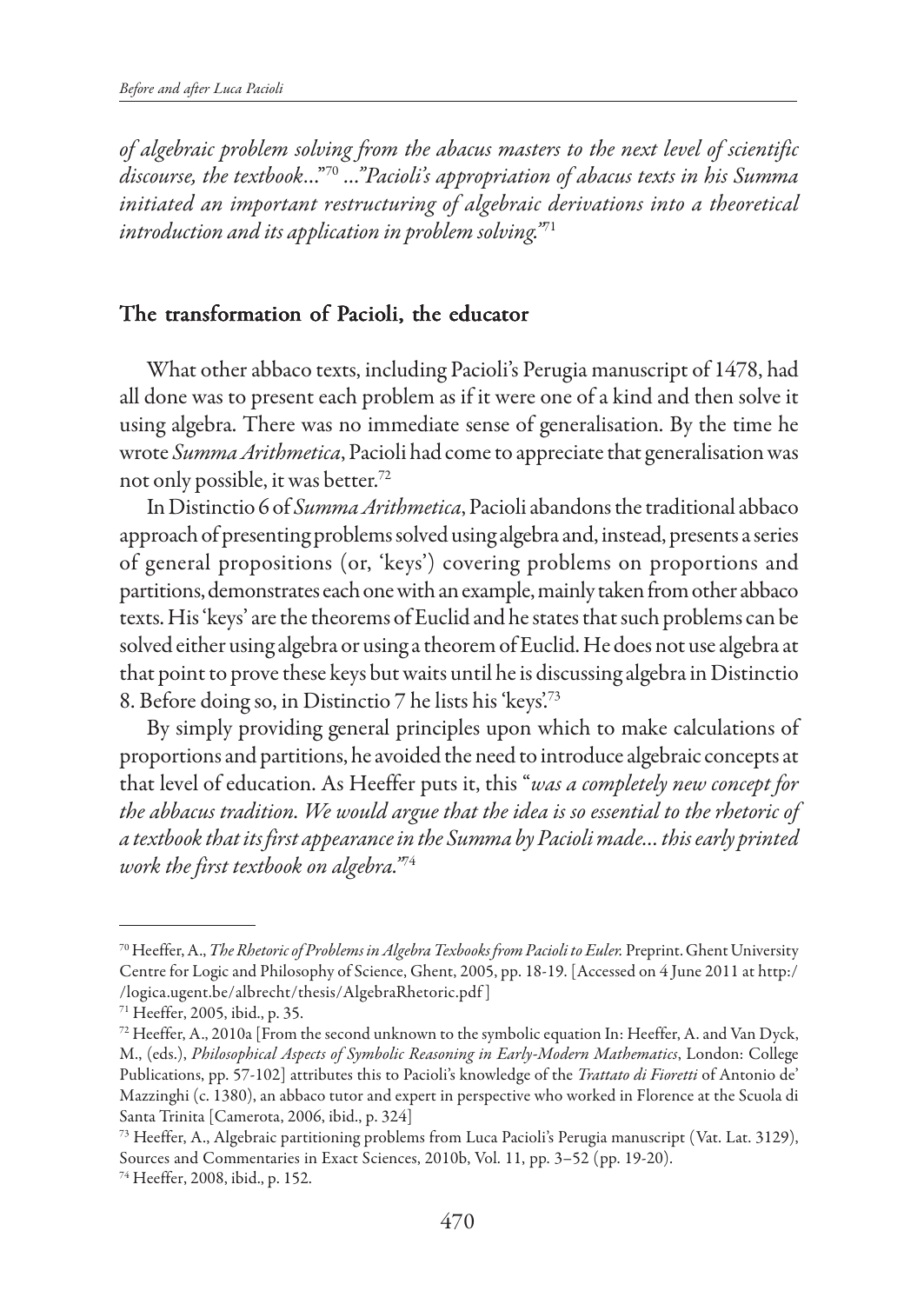*of algebraic problem solving from the abacus masters to the next level of scientific discourse, the textbook…*"[70] *…"Pacioli's appropriation of abacus texts in his Summa initiated an important restructuring of algebraic derivations into a theoretical introduction and its application in problem solving."*[71]

## The transformation of Pacioli, the educator

What other abbaco texts, including Pacioli's Perugia manuscript of 1478, had all done was to present each problem as if it were one of a kind and then solve it using algebra. There was no immediate sense of generalisation. By the time he wrote *Summa Arithmetica*, Pacioli had come to appreciate that generalisation was not only possible, it was better.[72]

In Distinctio 6 of *Summa Arithmetica*, Pacioli abandons the traditional abbaco approach of presenting problems solved using algebra and, instead, presents a series of general propositions (or, 'keys') covering problems on proportions and partitions, demonstrates each one with an example, mainly taken from other abbaco texts. His 'keys' are the theorems of Euclid and he states that such problems can be solved either using algebra or using a theorem of Euclid. He does not use algebra at that point to prove these keys but waits until he is discussing algebra in Distinctio 8. Before doing so, in Distinctio 7 he lists his 'keys'.[73]

By simply providing general principles upon which to make calculations of proportions and partitions, he avoided the need to introduce algebraic concepts at that level of education. As Heeffer puts it, this "*was a completely new concept for the abbacus tradition. We would argue that the idea is so essential to the rhetoric of a textbook that its first appearance in the Summa by Pacioli made… this early printed work the first textbook on algebra.*"[74]

---

[70] Heeffer, A., *The Rhetoric of Problems in Algebra Texbooks from Pacioli to Euler.* Preprint. Ghent University Centre for Logic and Philosophy of Science, Ghent, 2005, pp. 18-19. [Accessed on 4 June 2011 at http://logica.ugent.be/albrecht/thesis/AlgebraRhetoric.pdf ]

[71] Heeffer, 2005, ibid., p. 35.

[72] Heeffer, A., 2010a [From the second unknown to the symbolic equation In: Heeffer, A. and Van Dyck, M., (eds.), *Philosophical Aspects of Symbolic Reasoning in Early-Modern Mathematics*, London: College Publications, pp. 57-102] attributes this to Pacioli's knowledge of the *Trattato di Fioretti* of Antonio de' Mazzinghi (c. 1380), an abbaco tutor and expert in perspective who worked in Florence at the Scuola di Santa Trinita [Camerota, 2006, ibid., p. 324]

[73] Heeffer, A., Algebraic partitioning problems from Luca Pacioli's Perugia manuscript (Vat. Lat. 3129), Sources and Commentaries in Exact Sciences, 2010b, Vol. 11, pp. 3–52 (pp. 19-20).

[74] Heeffer, 2008, ibid., p. 152.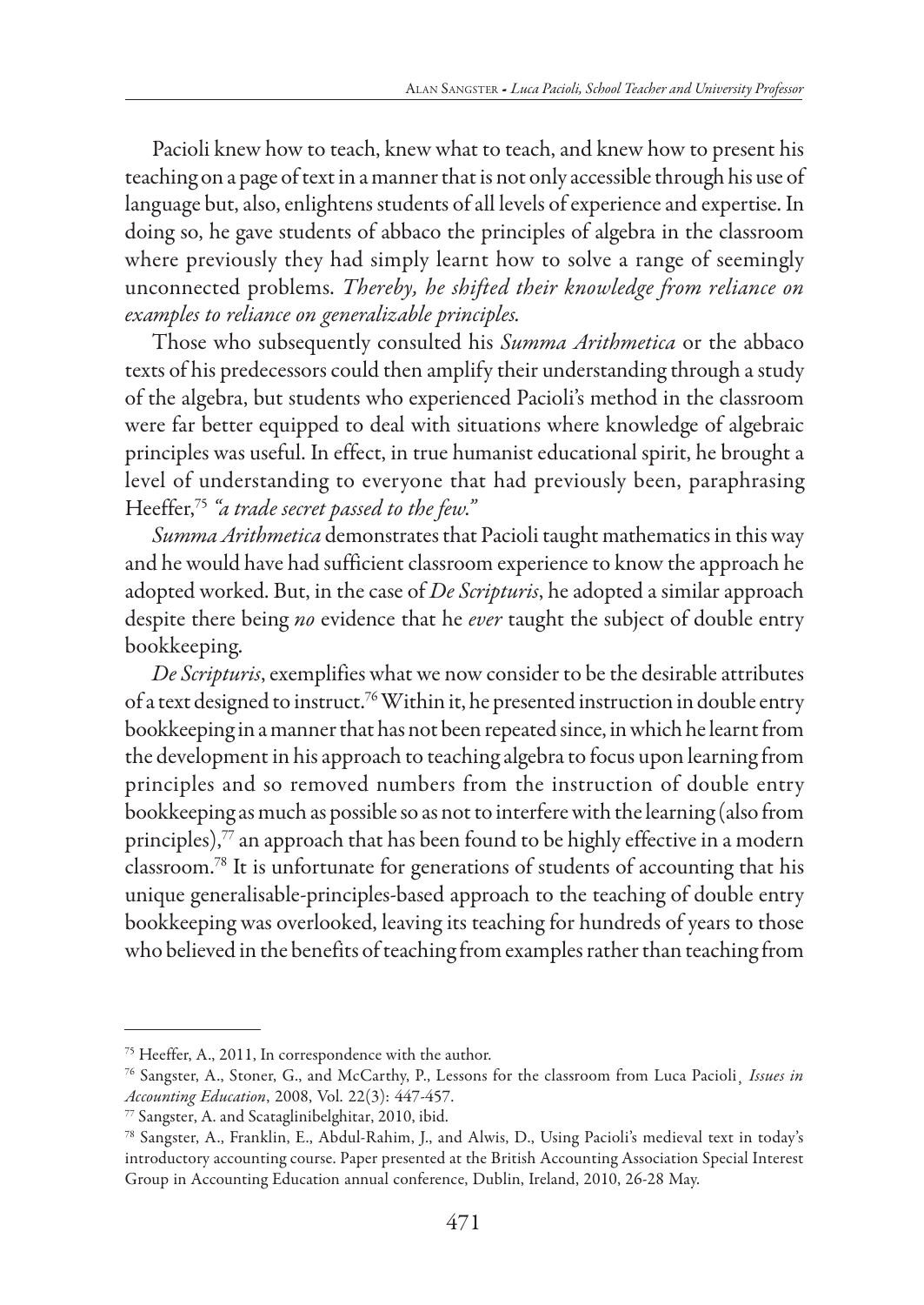Pacioli knew how to teach, knew what to teach, and knew how to present his teaching on a page of text in a manner that is not only accessible through his use of language but, also, enlightens students of all levels of experience and expertise. In doing so, he gave students of abbaco the principles of algebra in the classroom where previously they had simply learnt how to solve a range of seemingly unconnected problems. *Thereby, he shifted their knowledge from reliance on examples to reliance on generalizable principles.*

Those who subsequently consulted his *Summa Arithmetica* or the abbaco texts of his predecessors could then amplify their understanding through a study of the algebra, but students who experienced Pacioli's method in the classroom were far better equipped to deal with situations where knowledge of algebraic principles was useful. In effect, in true humanist educational spirit, he brought a level of understanding to everyone that had previously been, paraphrasing Heeffer,[75] *"a trade secret passed to the few."*

*Summa Arithmetica* demonstrates that Pacioli taught mathematics in this way and he would have had sufficient classroom experience to know the approach he adopted worked. But, in the case of *De Scripturis*, he adopted a similar approach despite there being *no* evidence that he *ever* taught the subject of double entry bookkeeping.

*De Scripturis*, exemplifies what we now consider to be the desirable attributes of a text designed to instruct.[76] Within it, he presented instruction in double entry bookkeeping in a manner that has not been repeated since, in which he learnt from the development in his approach to teaching algebra to focus upon learning from principles and so removed numbers from the instruction of double entry bookkeeping as much as possible so as not to interfere with the learning (also from principles),[77] an approach that has been found to be highly effective in a modern classroom.[78] It is unfortunate for generations of students of accounting that his unique generalisable-principles-based approach to the teaching of double entry bookkeeping was overlooked, leaving its teaching for hundreds of years to those who believed in the benefits of teaching from examples rather than teaching from

---

[75] Heeffer, A., 2011, In correspondence with the author.

[76] Sangster, A., Stoner, G., and McCarthy, P., Lessons for the classroom from Luca Pacioli¸ *Issues in Accounting Education*, 2008, Vol. 22(3): 447-457.

[77] Sangster, A. and Scataglinibelghitar, 2010, ibid.

[78] Sangster, A., Franklin, E., Abdul-Rahim, J., and Alwis, D., Using Pacioli's medieval text in today's introductory accounting course. Paper presented at the British Accounting Association Special Interest Group in Accounting Education annual conference, Dublin, Ireland, 2010, 26-28 May.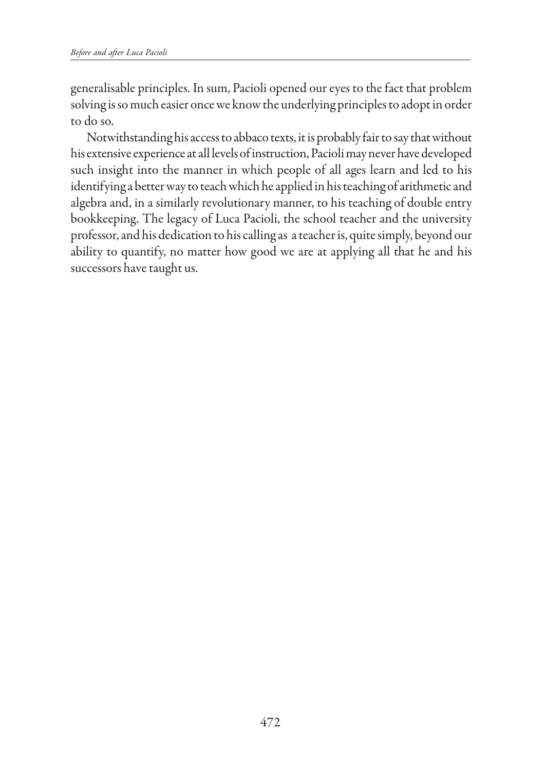generalisable principles. In sum, Pacioli opened our eyes to the fact that problem solving is so much easier once we know the underlying principles to adopt in order to do so.

Notwithstanding his access to abbaco texts, it is probably fair to say that without his extensive experience at all levels of instruction, Pacioli may never have developed such insight into the manner in which people of all ages learn and led to his identifying a better way to teach which he applied in his teaching of arithmetic and algebra and, in a similarly revolutionary manner, to his teaching of double entry bookkeeping. The legacy of Luca Pacioli, the school teacher and the university professor, and his dedication to his calling as a teacher is, quite simply, beyond our ability to quantify, no matter how good we are at applying all that he and his successors have taught us.